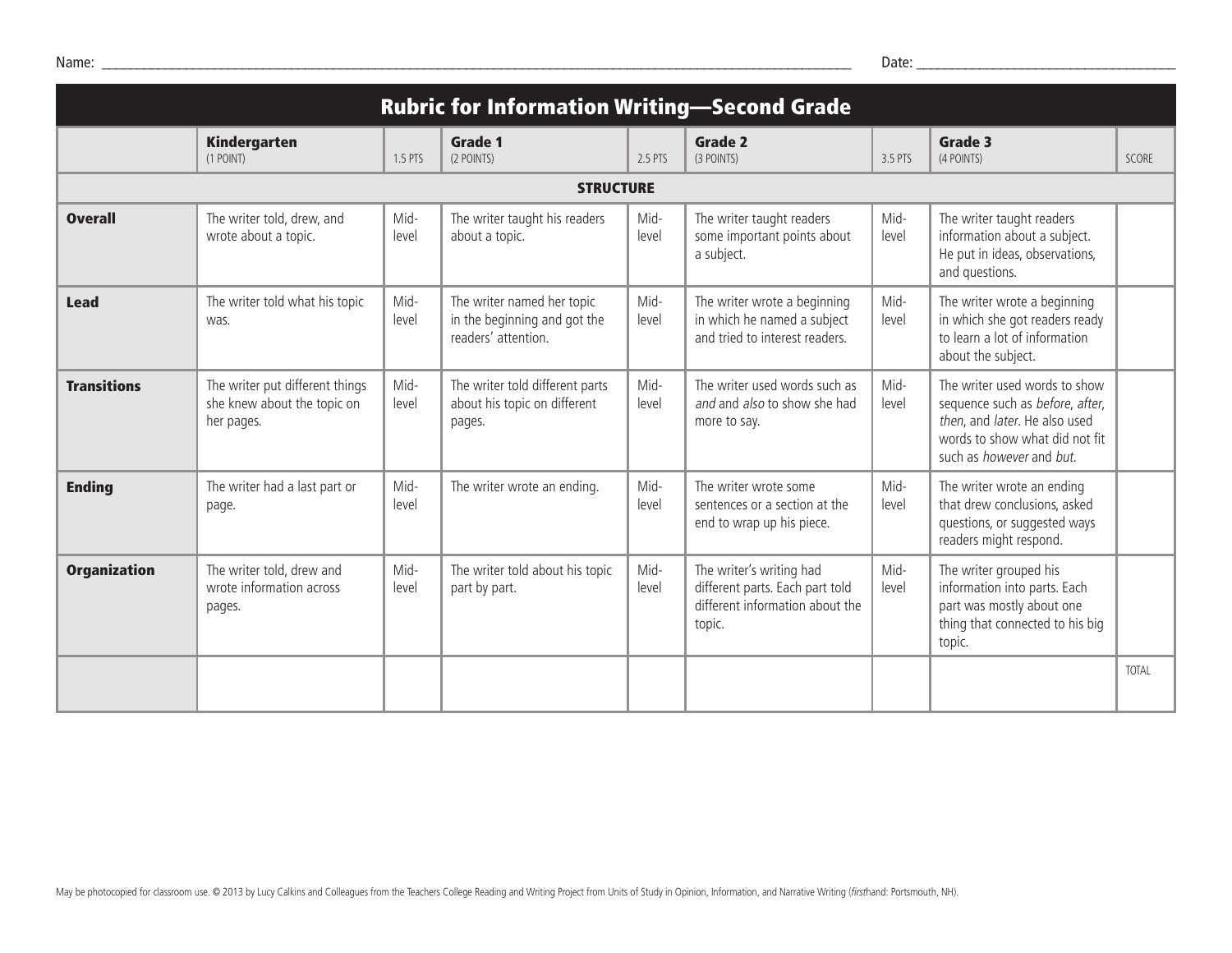Name: ______________________________ Date: ______________________________

# Rubric for Information Writing—Second Grade

| | Kindergarten (1 POINT) | 1.5 PTS | Grade 1 (2 POINTS) | 2.5 PTS | Grade 2 (3 POINTS) | 3.5 PTS | Grade 3 (4 POINTS) | SCORE |
|---|---|---|---|---|---|---|---|---|
| | | | | **STRUCTURE** | | | | |
| **Overall** | The writer told, drew, and wrote about a topic. | Mid-level | The writer taught his readers about a topic. | Mid-level | The writer taught readers some important points about a subject. | Mid-level | The writer taught readers information about a subject. He put in ideas, observations, and questions. | |
| **Lead** | The writer told what his topic was. | Mid-level | The writer named her topic in the beginning and got the readers' attention. | Mid-level | The writer wrote a beginning in which he named a subject and tried to interest readers. | Mid-level | The writer wrote a beginning in which she got readers ready to learn a lot of information about the subject. | |
| **Transitions** | The writer put different things she knew about the topic on her pages. | Mid-level | The writer told different parts about his topic on different pages. | Mid-level | The writer used words such as *and* and *also* to show she had more to say. | Mid-level | The writer used words to show sequence such as *before*, *after*, *then*, and *later*. He also used words to show what did not fit such as *however* and *but*. | |
| **Ending** | The writer had a last part or page. | Mid-level | The writer wrote an ending. | Mid-level | The writer wrote some sentences or a section at the end to wrap up his piece. | Mid-level | The writer wrote an ending that drew conclusions, asked questions, or suggested ways readers might respond. | |
| **Organization** | The writer told, drew and wrote information across pages. | Mid-level | The writer told about his topic part by part. | Mid-level | The writer's writing had different parts. Each part told different information about the topic. | Mid-level | The writer grouped his information into parts. Each part was mostly about one thing that connected to his big topic. | |
| | | | | | | | | TOTAL |

May be photocopied for classroom use. © 2013 by Lucy Calkins and Colleagues from the Teachers College Reading and Writing Project from Units of Study in Opinion, Information, and Narrative Writing (*first*hand: Portsmouth, NH).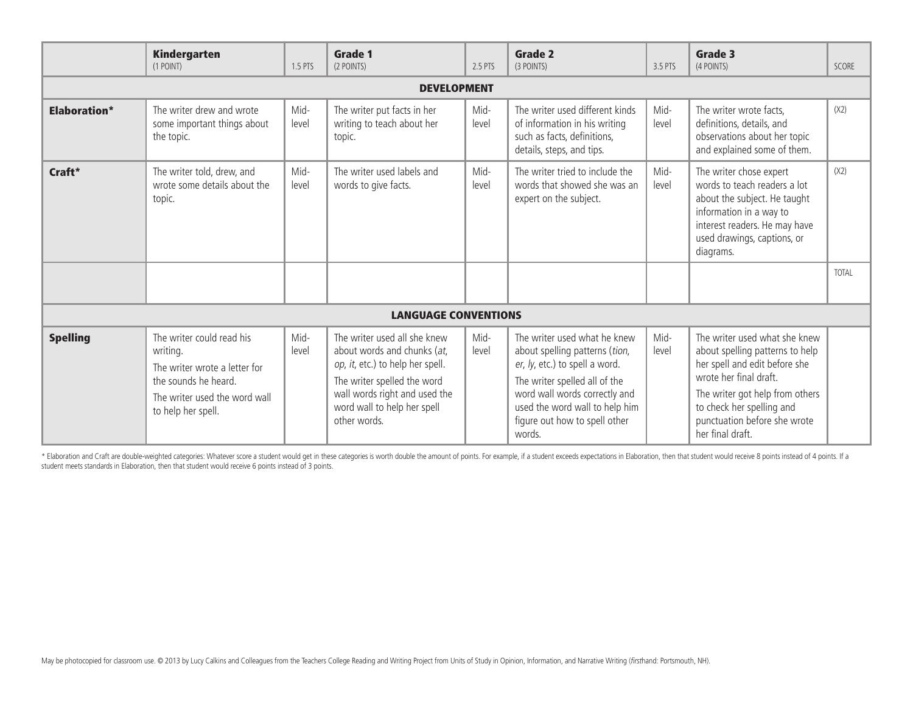| | Kindergarten (1 POINT) | 1.5 PTS | Grade 1 (2 POINTS) | 2.5 PTS | Grade 2 (3 POINTS) | 3.5 PTS | Grade 3 (4 POINTS) | SCORE |
|---|---|---|---|---|---|---|---|---|
| **DEVELOPMENT** | | | | | | | | |
| **Elaboration*** | The writer drew and wrote some important things about the topic. | Mid-level | The writer put facts in her writing to teach about her topic. | Mid-level | The writer used different kinds of information in his writing such as facts, definitions, details, steps, and tips. | Mid-level | The writer wrote facts, definitions, details, and observations about her topic and explained some of them. | (X2) |
| **Craft*** | The writer told, drew, and wrote some details about the topic. | Mid-level | The writer used labels and words to give facts. | Mid-level | The writer tried to include the words that showed she was an expert on the subject. | Mid-level | The writer chose expert words to teach readers a lot about the subject. He taught information in a way to interest readers. He may have used drawings, captions, or diagrams. | (X2) |
| | | | | | | | | TOTAL |
| **LANGUAGE CONVENTIONS** | | | | | | | | |
| **Spelling** | The writer could read his writing. The writer wrote a letter for the sounds he heard. The writer used the word wall to help her spell. | Mid-level | The writer used all she knew about words and chunks (*at*, *op*, *it*, etc.) to help her spell. The writer spelled the word wall words right and used the word wall to help her spell other words. | Mid-level | The writer used what he knew about spelling patterns (*tion*, *er*, *ly*, etc.) to spell a word. The writer spelled all of the word wall words correctly and used the word wall to help him figure out how to spell other words. | Mid-level | The writer used what she knew about spelling patterns to help her spell and edit before she wrote her final draft. The writer got help from others to check her spelling and punctuation before she wrote her final draft. | |

* Elaboration and Craft are double-weighted categories: Whatever score a student would get in these categories is worth double the amount of points. For example, if a student exceeds expectations in Elaboration, then that student would receive 8 points instead of 4 points. If a student meets standards in Elaboration, then that student would receive 6 points instead of 3 points.

May be photocopied for classroom use. © 2013 by Lucy Calkins and Colleagues from the Teachers College Reading and Writing Project from Units of Study in Opinion, Information, and Narrative Writing (*first*hand: Portsmouth, NH).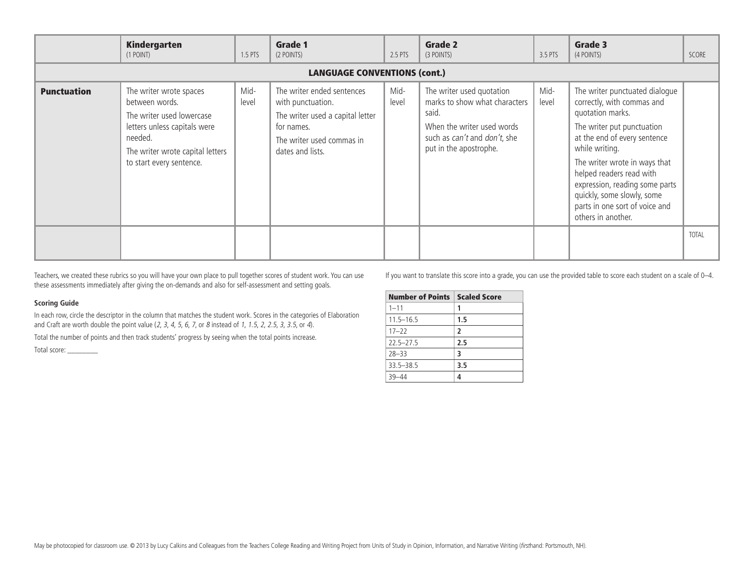| | Kindergarten (1 POINT) | 1.5 PTS | Grade 1 (2 POINTS) | 2.5 PTS | Grade 2 (3 POINTS) | 3.5 PTS | Grade 3 (4 POINTS) | SCORE |
|---|---|---|---|---|---|---|---|---|
| **LANGUAGE CONVENTIONS (cont.)** | | | | | | | | |
| **Punctuation** | The writer wrote spaces between words. The writer used lowercase letters unless capitals were needed. The writer wrote capital letters to start every sentence. | Mid-level | The writer ended sentences with punctuation. The writer used a capital letter for names. The writer used commas in dates and lists. | Mid-level | The writer used quotation marks to show what characters said. When the writer used words such as *can't* and *don't*, she put in the apostrophe. | Mid-level | The writer punctuated dialogue correctly, with commas and quotation marks. The writer put punctuation at the end of every sentence while writing. The writer wrote in ways that helped readers read with expression, reading some parts quickly, some slowly, some parts in one sort of voice and others in another. | |
| | | | | | | | | TOTAL |

Teachers, we created these rubrics so you will have your own place to pull together scores of student work. You can use these assessments immediately after giving the on-demands and also for self-assessment and setting goals.

**Scoring Guide**

In each row, circle the descriptor in the column that matches the student work. Scores in the categories of Elaboration and Craft are worth double the point value (*2*, *3*, *4*, *5*, *6*, *7*, or *8* instead of *1*, *1.5*, *2*, *2.5*, *3*, *3.5*, or *4*).

Total the number of points and then track students' progress by seeing when the total points increase.

Total score: _________

If you want to translate this score into a grade, you can use the provided table to score each student on a scale of 0–4.

| Number of Points | Scaled Score |
|---|---|
| 1–11 | **1** |
| 11.5–16.5 | **1.5** |
| 17–22 | **2** |
| 22.5–27.5 | **2.5** |
| 28–33 | **3** |
| 33.5–38.5 | **3.5** |
| 39–44 | **4** |

May be photocopied for classroom use. © 2013 by Lucy Calkins and Colleagues from the Teachers College Reading and Writing Project from Units of Study in Opinion, Information, and Narrative Writing (*first*hand: Portsmouth, NH).